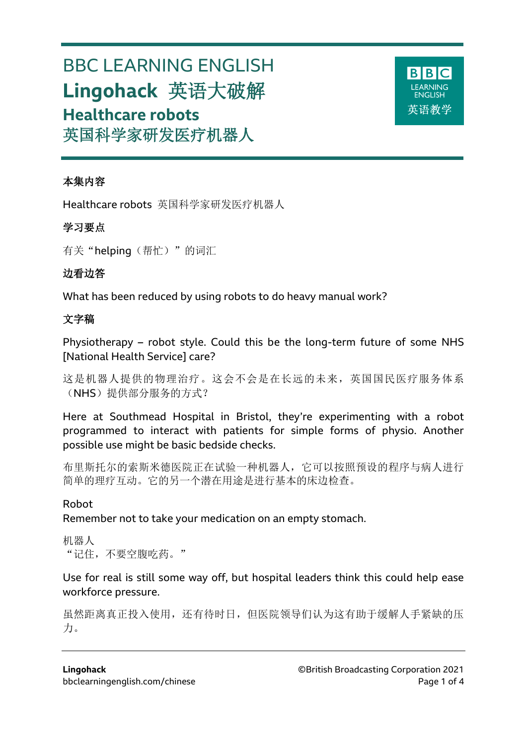# BBC LEARNING ENGLISH

# Lingohack 英语大破解

## Healthcare robots
## 英国科学家研发医疗机器人

**本集内容**

Healthcare robots 英国科学家研发医疗机器人

**学习要点**

有关"helping（帮忙）"的词汇

**边看边答**

What has been reduced by using robots to do heavy manual work?

**文字稿**

Physiotherapy – robot style. Could this be the long-term future of some NHS [National Health Service] care?

这是机器人提供的物理治疗。这会不会是在长远的未来，英国国民医疗服务体系（NHS）提供部分服务的方式？

Here at Southmead Hospital in Bristol, they're experimenting with a robot programmed to interact with patients for simple forms of physio. Another possible use might be basic bedside checks.

布里斯托尔的索斯米德医院正在试验一种机器人，它可以按照预设的程序与病人进行简单的理疗互动。它的另一个潜在用途是进行基本的床边检查。

Robot
Remember not to take your medication on an empty stomach.

机器人
"记住，不要空腹吃药。"

Use for real is still some way off, but hospital leaders think this could help ease workforce pressure.

虽然距离真正投入使用，还有待时日，但医院领导们认为这有助于缓解人手紧缺的压力。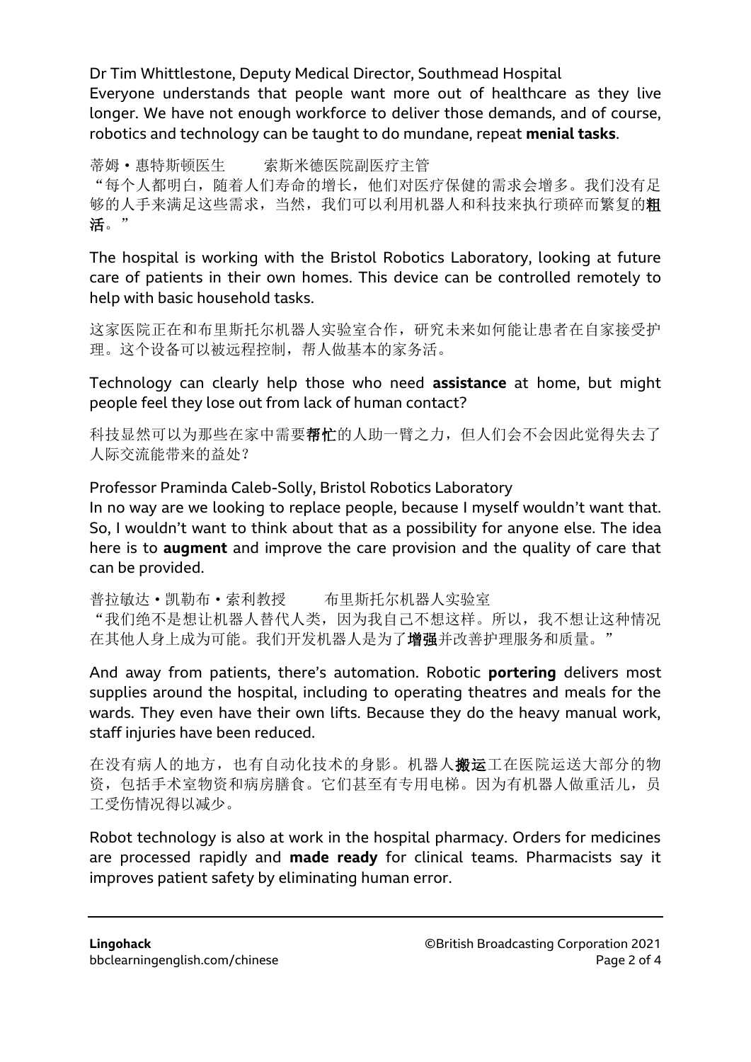Dr Tim Whittlestone, Deputy Medical Director, Southmead Hospital
Everyone understands that people want more out of healthcare as they live longer. We have not enough workforce to deliver those demands, and of course, robotics and technology can be taught to do mundane, repeat **menial tasks**.

蒂姆·惠特斯顿医生　　索斯米德医院副医疗主管
“每个人都明白，随着人们寿命的增长，他们对医疗保健的需求会增多。我们没有足够的人手来满足这些需求，当然，我们可以利用机器人和科技来执行琐碎而繁复的**粗活**。”

The hospital is working with the Bristol Robotics Laboratory, looking at future care of patients in their own homes. This device can be controlled remotely to help with basic household tasks.

这家医院正在和布里斯托尔机器人实验室合作，研究未来如何能让患者在自家接受护理。这个设备可以被远程控制，帮人做基本的家务活。

Technology can clearly help those who need **assistance** at home, but might people feel they lose out from lack of human contact?

科技显然可以为那些在家中需要**帮忙**的人助一臂之力，但人们会不会因此觉得失去了人际交流能带来的益处？

Professor Praminda Caleb-Solly, Bristol Robotics Laboratory
In no way are we looking to replace people, because I myself wouldn’t want that. So, I wouldn’t want to think about that as a possibility for anyone else. The idea here is to **augment** and improve the care provision and the quality of care that can be provided.

普拉敏达·凯勒布·索利教授　　布里斯托尔机器人实验室
“我们绝不是想让机器人替代人类，因为我自己不想这样。所以，我不想让这种情况在其他人身上成为可能。我们开发机器人是为了**增强**并改善护理服务和质量。”

And away from patients, there’s automation. Robotic **portering** delivers most supplies around the hospital, including to operating theatres and meals for the wards. They even have their own lifts. Because they do the heavy manual work, staff injuries have been reduced.

在没有病人的地方，也有自动化技术的身影。机器人**搬运**工在医院运送大部分的物资，包括手术室物资和病房膳食。它们甚至有专用电梯。因为有机器人做重活儿，员工受伤情况得以减少。

Robot technology is also at work in the hospital pharmacy. Orders for medicines are processed rapidly and **made ready** for clinical teams. Pharmacists say it improves patient safety by eliminating human error.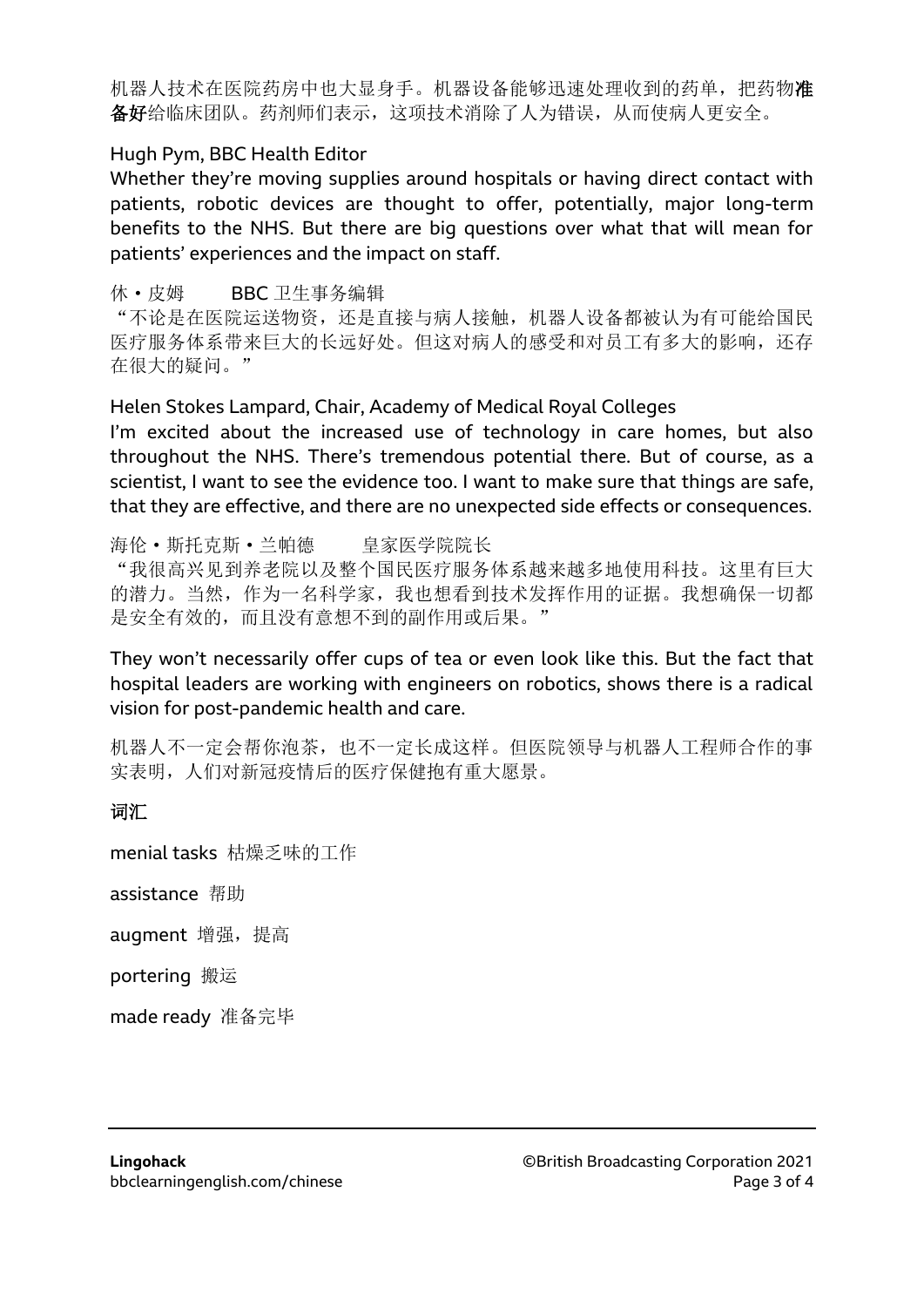机器人技术在医院药房中也大显身手。机器设备能够迅速处理收到的药单，把药物**准备好**给临床团队。药剂师们表示，这项技术消除了人为错误，从而使病人更安全。

Hugh Pym, BBC Health Editor
Whether they're moving supplies around hospitals or having direct contact with patients, robotic devices are thought to offer, potentially, major long-term benefits to the NHS. But there are big questions over what that will mean for patients' experiences and the impact on staff.

休・皮姆　　BBC 卫生事务编辑
"不论是在医院运送物资，还是直接与病人接触，机器人设备都被认为有可能给国民医疗服务体系带来巨大的长远好处。但这对病人的感受和对员工有多大的影响，还存在很大的疑问。"

Helen Stokes Lampard, Chair, Academy of Medical Royal Colleges
I'm excited about the increased use of technology in care homes, but also throughout the NHS. There's tremendous potential there. But of course, as a scientist, I want to see the evidence too. I want to make sure that things are safe, that they are effective, and there are no unexpected side effects or consequences.

海伦・斯托克斯・兰帕德　　皇家医学院院长
"我很高兴见到养老院以及整个国民医疗服务体系越来越多地使用科技。这里有巨大的潜力。当然，作为一名科学家，我也想看到技术发挥作用的证据。我想确保一切都是安全有效的，而且没有意想不到的副作用或后果。"

They won't necessarily offer cups of tea or even look like this. But the fact that hospital leaders are working with engineers on robotics, shows there is a radical vision for post-pandemic health and care.

机器人不一定会帮你泡茶，也不一定长成这样。但医院领导与机器人工程师合作的事实表明，人们对新冠疫情后的医疗保健抱有重大愿景。

**词汇**

menial tasks 枯燥乏味的工作

assistance 帮助

augment 增强，提高

portering 搬运

made ready 准备完毕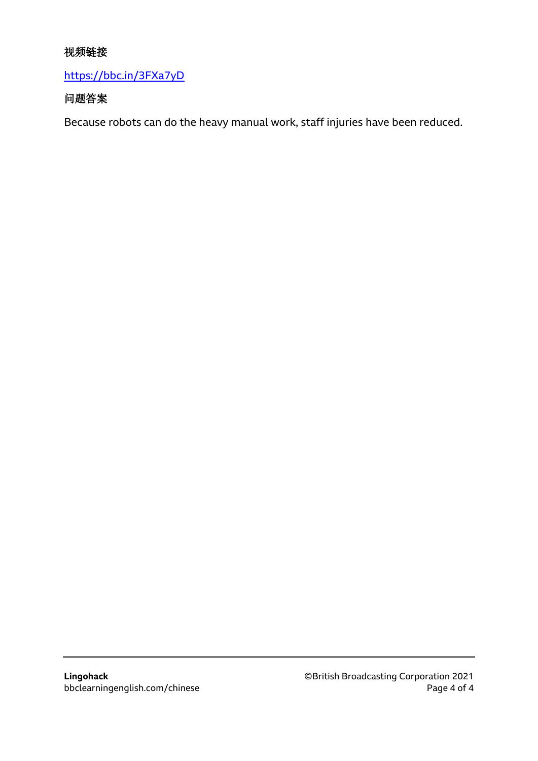**视频链接**

https://bbc.in/3FXa7yD

**问题答案**

Because robots can do the heavy manual work, staff injuries have been reduced.